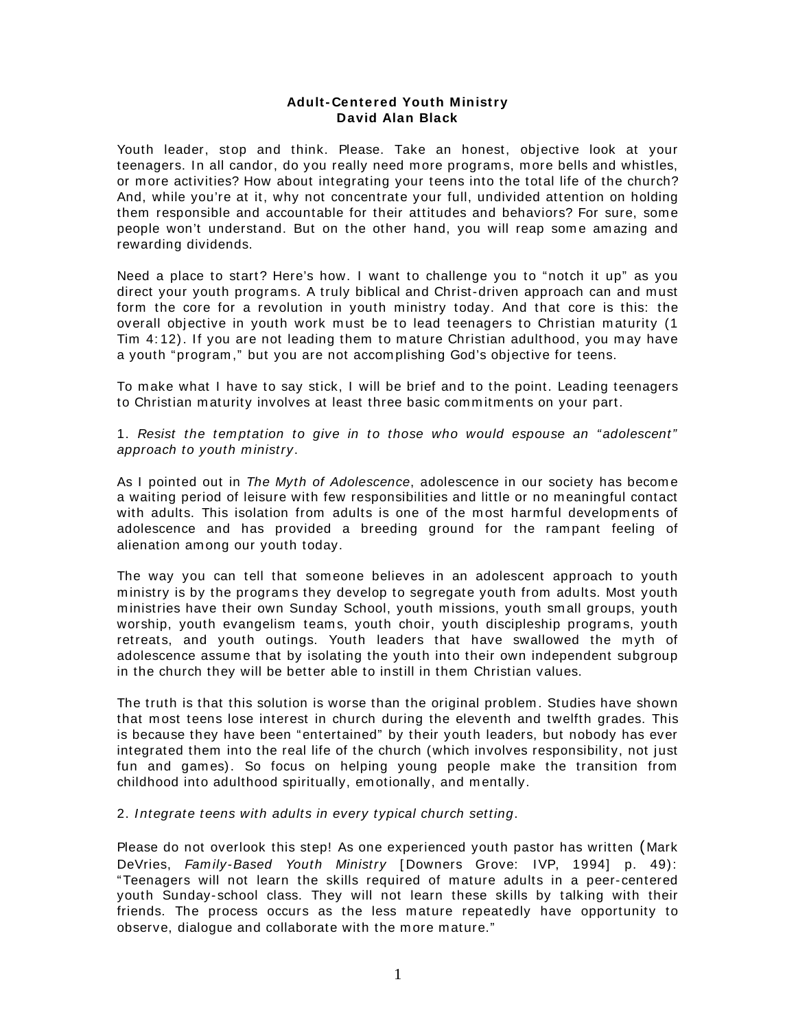# Adult-Centered Youth Ministry

**David Alan Black**

Youth leader, stop and think. Please. Take an honest, objective look at your teenagers. In all candor, do you really need more programs, more bells and whistles, or more activities? How about integrating your teens into the total life of the church? And, while you're at it, why not concentrate your full, undivided attention on holding them responsible and accountable for their attitudes and behaviors? For sure, some people won't understand. But on the other hand, you will reap some amazing and rewarding dividends.

Need a place to start? Here's how. I want to challenge you to "notch it up" as you direct your youth programs. A truly biblical and Christ-driven approach can and must form the core for a revolution in youth ministry today. And that core is this: the overall objective in youth work must be to lead teenagers to Christian maturity (1 Tim 4:12). If you are not leading them to mature Christian adulthood, you may have a youth "program," but you are not accomplishing God's objective for teens.

To make what I have to say stick, I will be brief and to the point. Leading teenagers to Christian maturity involves at least three basic commitments on your part.

1. *Resist the temptation to give in to those who would espouse an "adolescent" approach to youth ministry*.

As I pointed out in *The Myth of Adolescence*, adolescence in our society has become a waiting period of leisure with few responsibilities and little or no meaningful contact with adults. This isolation from adults is one of the most harmful developments of adolescence and has provided a breeding ground for the rampant feeling of alienation among our youth today.

The way you can tell that someone believes in an adolescent approach to youth ministry is by the programs they develop to segregate youth from adults. Most youth ministries have their own Sunday School, youth missions, youth small groups, youth worship, youth evangelism teams, youth choir, youth discipleship programs, youth retreats, and youth outings. Youth leaders that have swallowed the myth of adolescence assume that by isolating the youth into their own independent subgroup in the church they will be better able to instill in them Christian values.

The truth is that this solution is worse than the original problem. Studies have shown that most teens lose interest in church during the eleventh and twelfth grades. This is because they have been "entertained" by their youth leaders, but nobody has ever integrated them into the real life of the church (which involves responsibility, not just fun and games). So focus on helping young people make the transition from childhood into adulthood spiritually, emotionally, and mentally.

2. *Integrate teens with adults in every typical church setting*.

Please do not overlook this step! As one experienced youth pastor has written (Mark DeVries, *Family-Based Youth Ministry* [Downers Grove: IVP, 1994] p. 49): "Teenagers will not learn the skills required of mature adults in a peer-centered youth Sunday-school class. They will not learn these skills by talking with their friends. The process occurs as the less mature repeatedly have opportunity to observe, dialogue and collaborate with the more mature."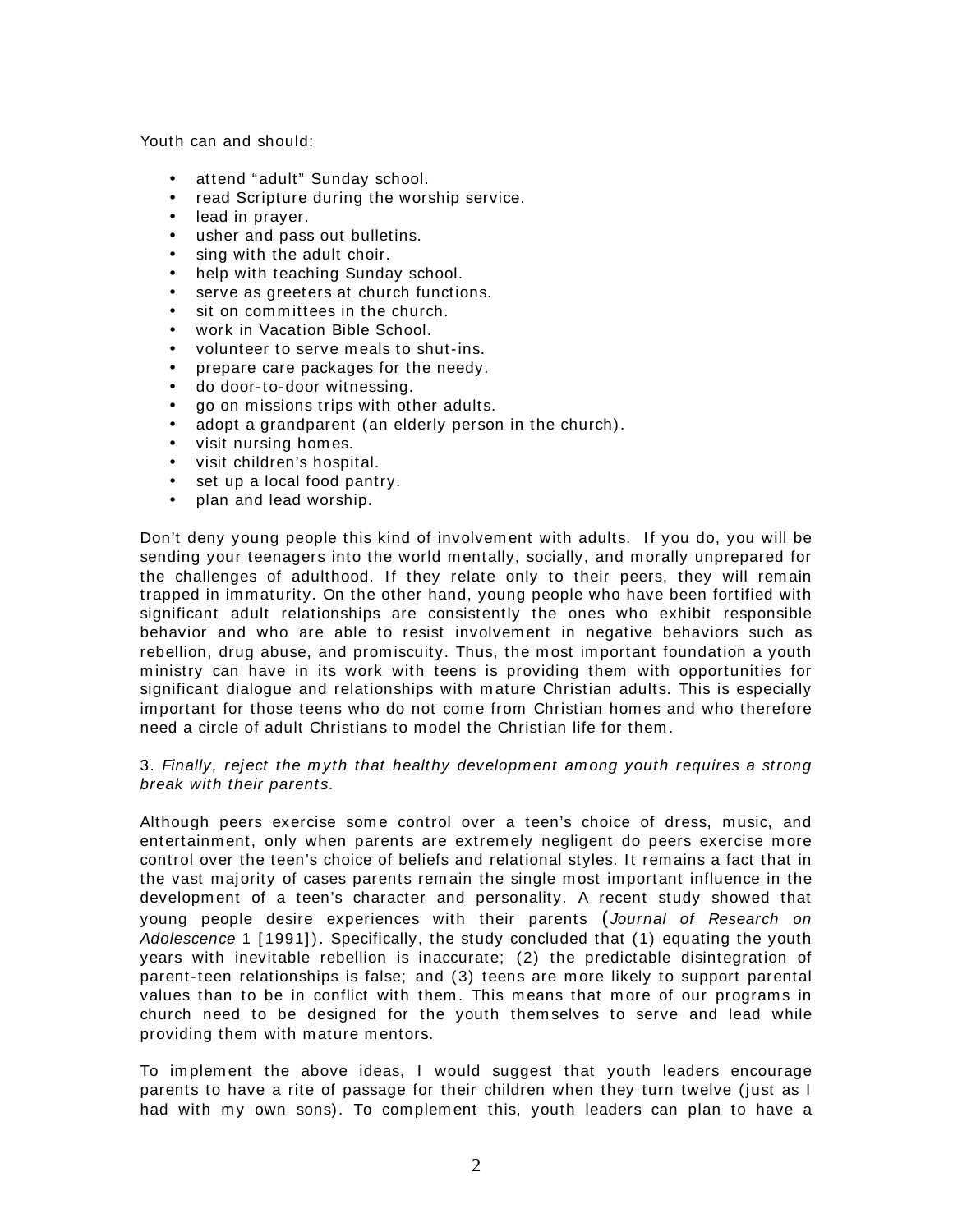Youth can and should:

- attend "adult" Sunday school.
- read Scripture during the worship service.
- lead in prayer.
- usher and pass out bulletins.
- sing with the adult choir.
- help with teaching Sunday school.
- serve as greeters at church functions.
- sit on committees in the church.
- work in Vacation Bible School.
- volunteer to serve meals to shut-ins.
- prepare care packages for the needy.
- do door-to-door witnessing.
- go on missions trips with other adults.
- adopt a grandparent (an elderly person in the church).
- visit nursing homes.
- visit children's hospital.
- set up a local food pantry.
- plan and lead worship.

Don't deny young people this kind of involvement with adults. If you do, you will be sending your teenagers into the world mentally, socially, and morally unprepared for the challenges of adulthood. If they relate only to their peers, they will remain trapped in immaturity. On the other hand, young people who have been fortified with significant adult relationships are consistently the ones who exhibit responsible behavior and who are able to resist involvement in negative behaviors such as rebellion, drug abuse, and promiscuity. Thus, the most important foundation a youth ministry can have in its work with teens is providing them with opportunities for significant dialogue and relationships with mature Christian adults. This is especially important for those teens who do not come from Christian homes and who therefore need a circle of adult Christians to model the Christian life for them.

3. *Finally, reject the myth that healthy development among youth requires a strong break with their parents.*

Although peers exercise some control over a teen's choice of dress, music, and entertainment, only when parents are extremely negligent do peers exercise more control over the teen's choice of beliefs and relational styles. It remains a fact that in the vast majority of cases parents remain the single most important influence in the development of a teen's character and personality. A recent study showed that young people desire experiences with their parents (*Journal of Research on Adolescence* 1 [1991]). Specifically, the study concluded that (1) equating the youth years with inevitable rebellion is inaccurate; (2) the predictable disintegration of parent-teen relationships is false; and (3) teens are more likely to support parental values than to be in conflict with them. This means that more of our programs in church need to be designed for the youth themselves to serve and lead while providing them with mature mentors.

To implement the above ideas, I would suggest that youth leaders encourage parents to have a rite of passage for their children when they turn twelve (just as I had with my own sons). To complement this, youth leaders can plan to have a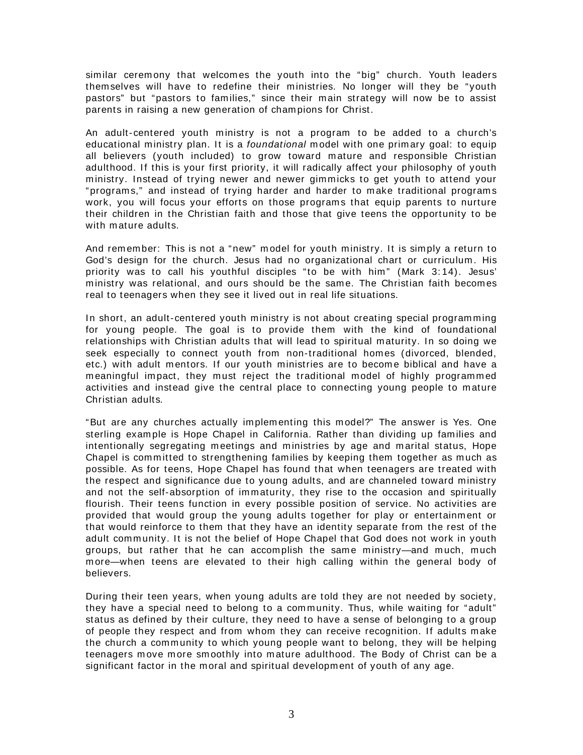similar ceremony that welcomes the youth into the "big" church. Youth leaders themselves will have to redefine their ministries. No longer will they be "youth pastors" but "pastors to families," since their main strategy will now be to assist parents in raising a new generation of champions for Christ.

An adult-centered youth ministry is not a program to be added to a church's educational ministry plan. It is a *foundational* model with one primary goal: to equip all believers (youth included) to grow toward mature and responsible Christian adulthood. If this is your first priority, it will radically affect your philosophy of youth ministry. Instead of trying newer and newer gimmicks to get youth to attend your "programs," and instead of trying harder and harder to make traditional programs work, you will focus your efforts on those programs that equip parents to nurture their children in the Christian faith and those that give teens the opportunity to be with mature adults.

And remember: This is not a "new" model for youth ministry. It is simply a return to God's design for the church. Jesus had no organizational chart or curriculum. His priority was to call his youthful disciples "to be with him" (Mark 3:14). Jesus' ministry was relational, and ours should be the same. The Christian faith becomes real to teenagers when they see it lived out in real life situations.

In short, an adult-centered youth ministry is not about creating special programming for young people. The goal is to provide them with the kind of foundational relationships with Christian adults that will lead to spiritual maturity. In so doing we seek especially to connect youth from non-traditional homes (divorced, blended, etc.) with adult mentors. If our youth ministries are to become biblical and have a meaningful impact, they must reject the traditional model of highly programmed activities and instead give the central place to connecting young people to mature Christian adults.

"But are any churches actually implementing this model?" The answer is Yes. One sterling example is Hope Chapel in California. Rather than dividing up families and intentionally segregating meetings and ministries by age and marital status, Hope Chapel is committed to strengthening families by keeping them together as much as possible. As for teens, Hope Chapel has found that when teenagers are treated with the respect and significance due to young adults, and are channeled toward ministry and not the self-absorption of immaturity, they rise to the occasion and spiritually flourish. Their teens function in every possible position of service. No activities are provided that would group the young adults together for play or entertainment or that would reinforce to them that they have an identity separate from the rest of the adult community. It is not the belief of Hope Chapel that God does not work in youth groups, but rather that he can accomplish the same ministry—and much, much more—when teens are elevated to their high calling within the general body of believers.

During their teen years, when young adults are told they are not needed by society, they have a special need to belong to a community. Thus, while waiting for "adult" status as defined by their culture, they need to have a sense of belonging to a group of people they respect and from whom they can receive recognition. If adults make the church a community to which young people want to belong, they will be helping teenagers move more smoothly into mature adulthood. The Body of Christ can be a significant factor in the moral and spiritual development of youth of any age.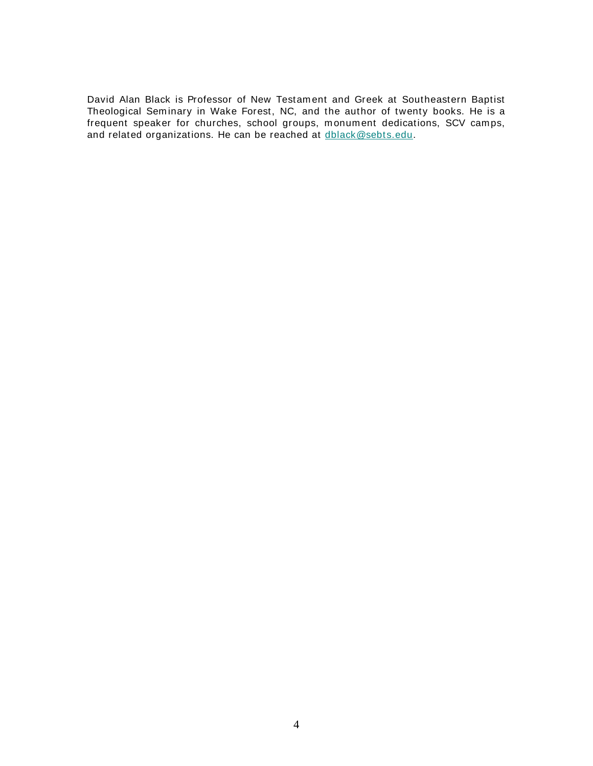David Alan Black is Professor of New Testament and Greek at Southeastern Baptist Theological Seminary in Wake Forest, NC, and the author of twenty books. He is a frequent speaker for churches, school groups, monument dedications, SCV camps, and related organizations. He can be reached at [dblack@sebts.edu](mailto:dblack@sebts.edu).